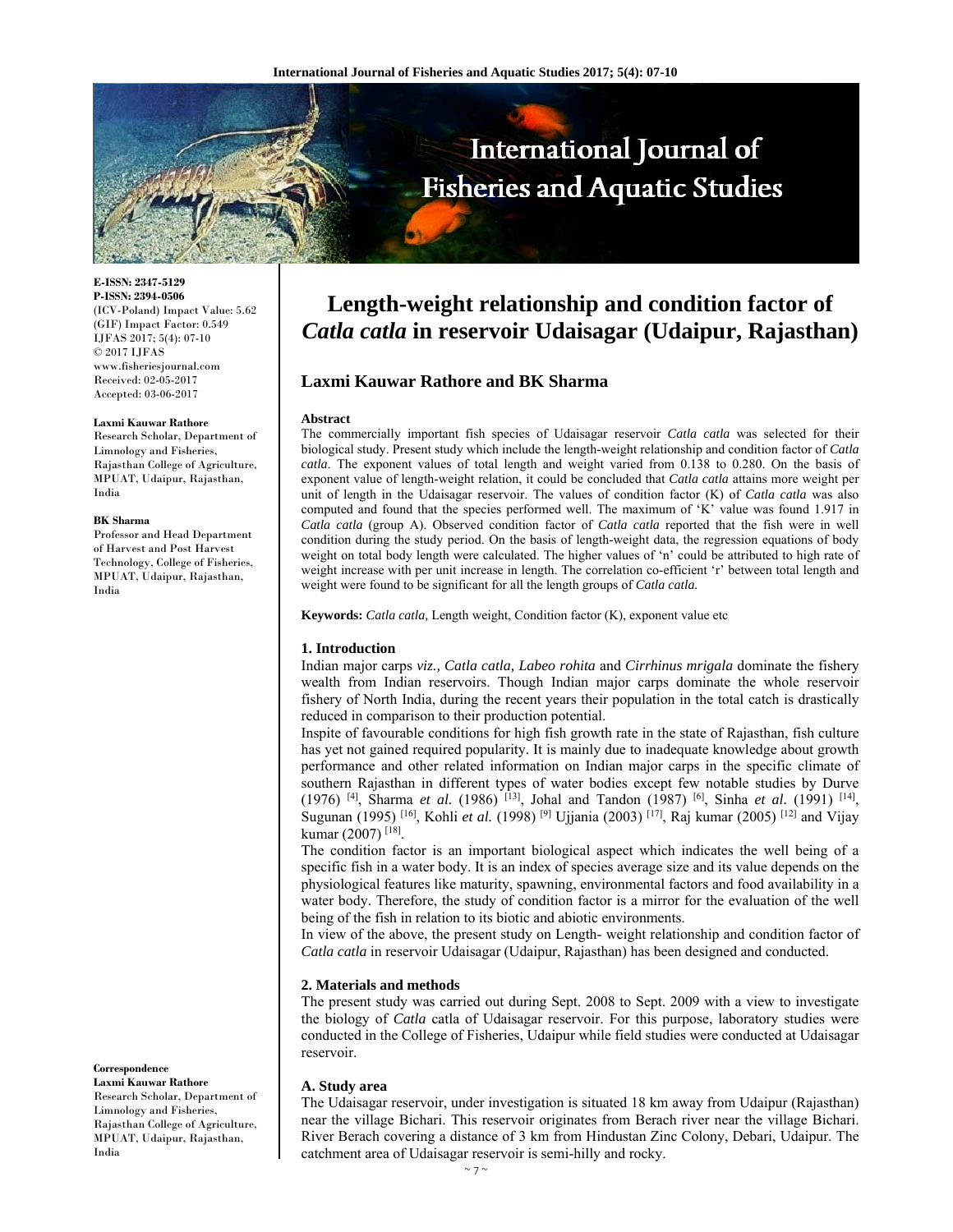E-ISSN: 2347-5129
P-ISSN: 2394-0506
(ICV-Poland) Impact Value: 5.62
(GIF) Impact Factor: 0.549
IJFAS 2017; 5(4): 07-10
© 2017 IJFAS
www.fisheriesjournal.com
Received: 02-05-2017
Accepted: 03-06-2017

**Laxmi Kauwar Rathore**
Research Scholar, Department of Limnology and Fisheries, Rajasthan College of Agriculture, MPUAT, Udaipur, Rajasthan, India

**BK Sharma**
Professor and Head Department of Harvest and Post Harvest Technology, College of Fisheries, MPUAT, Udaipur, Rajasthan, India

**Correspondence**
**Laxmi Kauwar Rathore**
Research Scholar, Department of Limnology and Fisheries, Rajasthan College of Agriculture, MPUAT, Udaipur, Rajasthan, India

# Length-weight relationship and condition factor of *Catla catla* in reservoir Udaisagar (Udaipur, Rajasthan)

## Laxmi Kauwar Rathore and BK Sharma

### Abstract

The commercially important fish species of Udaisagar reservoir *Catla catla* was selected for their biological study. Present study which include the length-weight relationship and condition factor of *Catla catla*. The exponent values of total length and weight varied from 0.138 to 0.280. On the basis of exponent value of length-weight relation, it could be concluded that *Catla catla* attains more weight per unit of length in the Udaisagar reservoir. The values of condition factor (K) of *Catla catla* was also computed and found that the species performed well. The maximum of 'K' value was found 1.917 in *Catla catla* (group A). Observed condition factor of *Catla catla* reported that the fish were in well condition during the study period. On the basis of length-weight data, the regression equations of body weight on total body length were calculated. The higher values of 'n' could be attributed to high rate of weight increase with per unit increase in length. The correlation co-efficient 'r' between total length and weight were found to be significant for all the length groups of *Catla catla.*

**Keywords:** *Catla catla,* Length weight, Condition factor (K), exponent value etc

### 1. Introduction

Indian major carps *viz., Catla catla, Labeo rohita* and *Cirrhinus mrigala* dominate the fishery wealth from Indian reservoirs. Though Indian major carps dominate the whole reservoir fishery of North India, during the recent years their population in the total catch is drastically reduced in comparison to their production potential.

Inspite of favourable conditions for high fish growth rate in the state of Rajasthan, fish culture has yet not gained required popularity. It is mainly due to inadequate knowledge about growth performance and other related information on Indian major carps in the specific climate of southern Rajasthan in different types of water bodies except few notable studies by Durve (1976) [4], Sharma *et al.* (1986) [13], Johal and Tandon (1987) [6], Sinha *et al.* (1991) [14], Sugunan (1995) [16], Kohli *et al.* (1998) [9] Ujjania (2003) [17], Raj kumar (2005) [12] and Vijay kumar (2007) [18].

The condition factor is an important biological aspect which indicates the well being of a specific fish in a water body. It is an index of species average size and its value depends on the physiological features like maturity, spawning, environmental factors and food availability in a water body. Therefore, the study of condition factor is a mirror for the evaluation of the well being of the fish in relation to its biotic and abiotic environments.

In view of the above, the present study on Length- weight relationship and condition factor of *Catla catla* in reservoir Udaisagar (Udaipur, Rajasthan) has been designed and conducted.

### 2. Materials and methods

The present study was carried out during Sept. 2008 to Sept. 2009 with a view to investigate the biology of *Catla* catla of Udaisagar reservoir. For this purpose, laboratory studies were conducted in the College of Fisheries, Udaipur while field studies were conducted at Udaisagar reservoir.

#### A. Study area

The Udaisagar reservoir, under investigation is situated 18 km away from Udaipur (Rajasthan) near the village Bichari. This reservoir originates from Berach river near the village Bichari. River Berach covering a distance of 3 km from Hindustan Zinc Colony, Debari, Udaipur. The catchment area of Udaisagar reservoir is semi-hilly and rocky.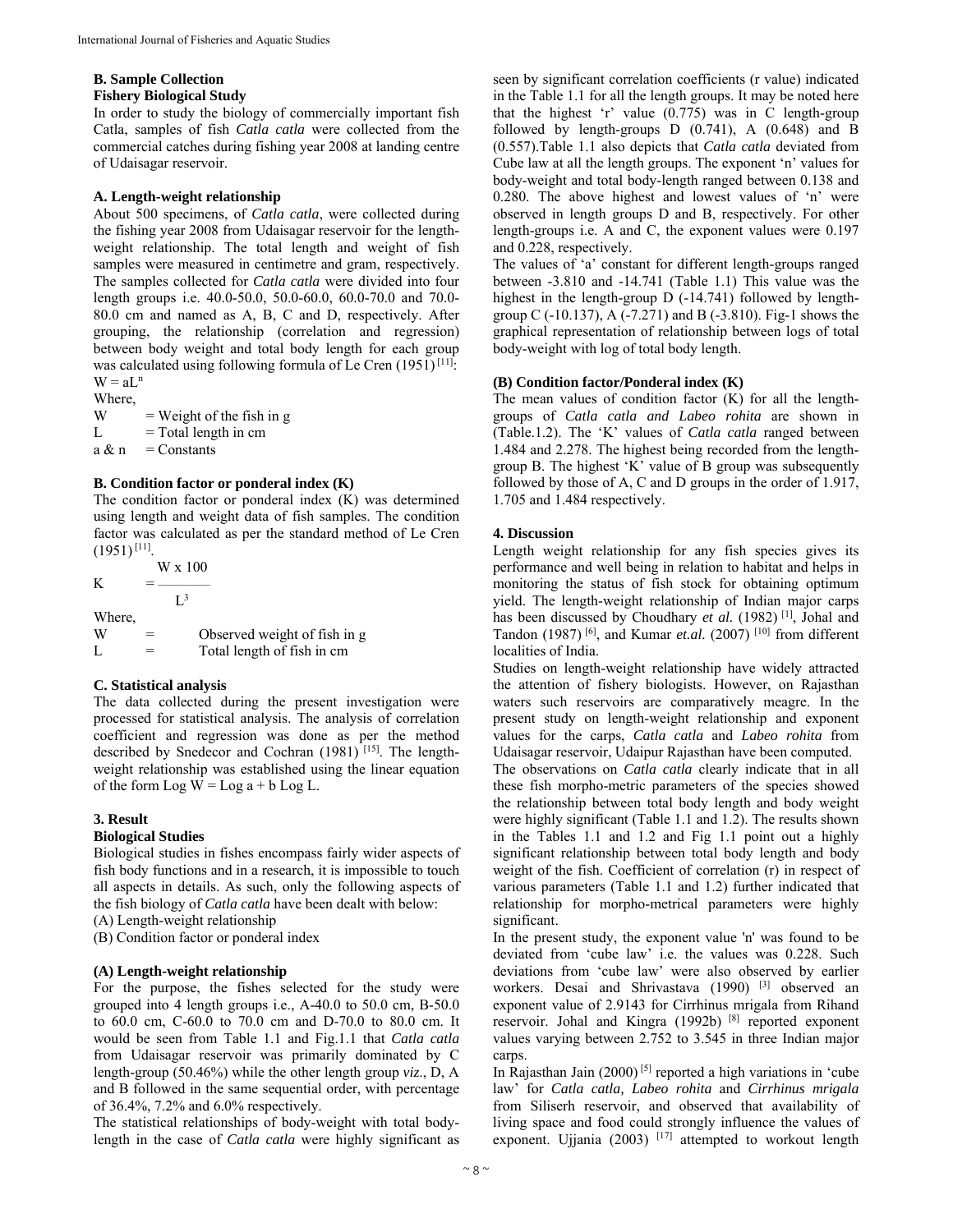### B. Sample Collection

**Fishery Biological Study**

In order to study the biology of commercially important fish Catla, samples of fish *Catla catla* were collected from the commercial catches during fishing year 2008 at landing centre of Udaisagar reservoir.

#### A. Length-weight relationship

About 500 specimens, of *Catla catla*, were collected during the fishing year 2008 from Udaisagar reservoir for the length-weight relationship. The total length and weight of fish samples were measured in centimetre and gram, respectively. The samples collected for *Catla catla* were divided into four length groups i.e. 40.0-50.0, 50.0-60.0, 60.0-70.0 and 70.0-80.0 cm and named as A, B, C and D, respectively. After grouping, the relationship (correlation and regression) between body weight and total body length for each group was calculated using following formula of Le Cren (1951) [11]:

$$W = aL^n$$

Where,

W = Weight of the fish in g

L = Total length in cm

a & n = Constants

#### B. Condition factor or ponderal index (K)

The condition factor or ponderal index (K) was determined using length and weight data of fish samples. The condition factor was calculated as per the standard method of Le Cren (1951) [11].

$$K = \frac{W \times 100}{L^3}$$

Where,

W = Observed weight of fish in g

L = Total length of fish in cm

#### C. Statistical analysis

The data collected during the present investigation were processed for statistical analysis. The analysis of correlation coefficient and regression was done as per the method described by Snedecor and Cochran (1981) [15]. The length-weight relationship was established using the linear equation of the form $\text{Log } W = \text{Log } a + b \text{ Log } L$.

## 3. Result

**Biological Studies**

Biological studies in fishes encompass fairly wider aspects of fish body functions and in a research, it is impossible to touch all aspects in details. As such, only the following aspects of the fish biology of *Catla catla* have been dealt with below:

(A) Length-weight relationship

(B) Condition factor or ponderal index

#### (A) Length-weight relationship

For the purpose, the fishes selected for the study were grouped into 4 length groups i.e., A-40.0 to 50.0 cm, B-50.0 to 60.0 cm, C-60.0 to 70.0 cm and D-70.0 to 80.0 cm. It would be seen from Table 1.1 and Fig.1.1 that *Catla catla* from Udaisagar reservoir was primarily dominated by C length-group (50.46%) while the other length group *viz*., D, A and B followed in the same sequential order, with percentage of 36.4%, 7.2% and 6.0% respectively.

The statistical relationships of body-weight with total body-length in the case of *Catla catla* were highly significant as seen by significant correlation coefficients (r value) indicated in the Table 1.1 for all the length groups. It may be noted here that the highest 'r' value (0.775) was in C length-group followed by length-groups D (0.741), A (0.648) and B (0.557).Table 1.1 also depicts that *Catla catla* deviated from Cube law at all the length groups. The exponent 'n' values for body-weight and total body-length ranged between 0.138 and 0.280. The above highest and lowest values of 'n' were observed in length groups D and B, respectively. For other length-groups i.e. A and C, the exponent values were 0.197 and 0.228, respectively.

The values of 'a' constant for different length-groups ranged between -3.810 and -14.741 (Table 1.1) This value was the highest in the length-group D (-14.741) followed by length-group C (-10.137), A (-7.271) and B (-3.810). Fig-1 shows the graphical representation of relationship between logs of total body-weight with log of total body length.

#### (B) Condition factor/Ponderal index (K)

The mean values of condition factor (K) for all the length-groups of *Catla catla and Labeo rohita* are shown in (Table.1.2). The 'K' values of *Catla catla* ranged between 1.484 and 2.278. The highest being recorded from the length-group B. The highest 'K' value of B group was subsequently followed by those of A, C and D groups in the order of 1.917, 1.705 and 1.484 respectively.

## 4. Discussion

Length weight relationship for any fish species gives its performance and well being in relation to habitat and helps in monitoring the status of fish stock for obtaining optimum yield. The length-weight relationship of Indian major carps has been discussed by Choudhary *et al.* (1982) [1], Johal and Tandon (1987) [6], and Kumar *et.al.* (2007) [10] from different localities of India.

Studies on length-weight relationship have widely attracted the attention of fishery biologists. However, on Rajasthan waters such reservoirs are comparatively meagre. In the present study on length-weight relationship and exponent values for the carps, *Catla catla* and *Labeo rohita* from Udaisagar reservoir, Udaipur Rajasthan have been computed.

The observations on *Catla catla* clearly indicate that in all these fish morpho-metric parameters of the species showed the relationship between total body length and body weight were highly significant (Table 1.1 and 1.2). The results shown in the Tables 1.1 and 1.2 and Fig 1.1 point out a highly significant relationship between total body length and body weight of the fish. Coefficient of correlation (r) in respect of various parameters (Table 1.1 and 1.2) further indicated that relationship for morpho-metrical parameters were highly significant.

In the present study, the exponent value 'n' was found to be deviated from 'cube law' i.e. the values was 0.228. Such deviations from 'cube law' were also observed by earlier workers. Desai and Shrivastava (1990) [3] observed an exponent value of 2.9143 for Cirrhinus mrigala from Rihand reservoir. Johal and Kingra (1992b) [8] reported exponent values varying between 2.752 to 3.545 in three Indian major carps.

In Rajasthan Jain (2000) [5] reported a high variations in 'cube law' for *Catla catla, Labeo rohita* and *Cirrhinus mrigala* from Siliserh reservoir, and observed that availability of living space and food could strongly influence the values of exponent. Ujjania (2003) [17] attempted to workout length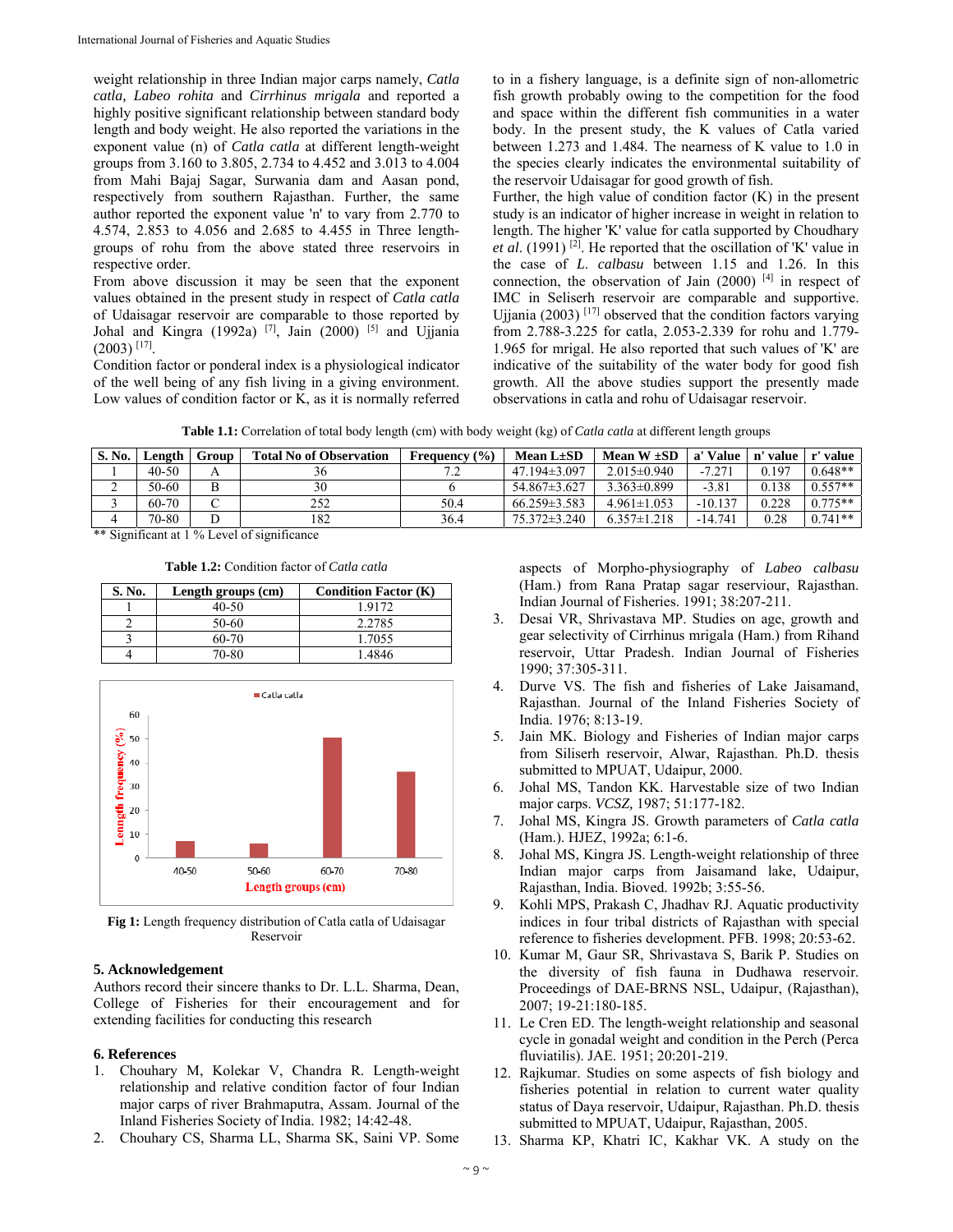weight relationship in three Indian major carps namely, *Catla catla*, *Labeo rohita* and *Cirrhinus mrigala* and reported a highly positive significant relationship between standard body length and body weight. He also reported the variations in the exponent value (n) of *Catla catla* at different length-weight groups from 3.160 to 3.805, 2.734 to 4.452 and 3.013 to 4.004 from Mahi Bajaj Sagar, Surwania dam and Aasan pond, respectively from southern Rajasthan. Further, the same author reported the exponent value 'n' to vary from 2.770 to 4.574, 2.853 to 4.056 and 2.685 to 4.455 in Three length-groups of rohu from the above stated three reservoirs in respective order.

From above discussion it may be seen that the exponent values obtained in the present study in respect of *Catla catla* of Udaisagar reservoir are comparable to those reported by Johal and Kingra (1992a) [7], Jain (2000) [5] and Ujjania (2003) [17].

Condition factor or ponderal index is a physiological indicator of the well being of any fish living in a giving environment. Low values of condition factor or K, as it is normally referred to in a fishery language, is a definite sign of non-allometric fish growth probably owing to the competition for the food and space within the different fish communities in a water body. In the present study, the K values of Catla varied between 1.273 and 1.484. The nearness of K value to 1.0 in the species clearly indicates the environmental suitability of the reservoir Udaisagar for good growth of fish.

Further, the high value of condition factor (K) in the present study is an indicator of higher increase in weight in relation to length. The higher 'K' value for catla supported by Choudhary *et al*. (1991) [2]. He reported that the oscillation of 'K' value in the case of *L. calbasu* between 1.15 and 1.26. In this connection, the observation of Jain (2000) [4] in respect of IMC in Seliserh reservoir are comparable and supportive. Ujjania (2003) [17] observed that the condition factors varying from 2.788-3.225 for catla, 2.053-2.339 for rohu and 1.779-1.965 for mrigal. He also reported that such values of 'K' are indicative of the suitability of the water body for good fish growth. All the above studies support the presently made observations in catla and rohu of Udaisagar reservoir.

**Table 1.1:** Correlation of total body length (cm) with body weight (kg) of *Catla catla* at different length groups

| S. No. | Length | Group | Total No of Observation | Frequency (%) | Mean L±SD | Mean W ±SD | a' Value | n' value | r' value |
|---|---|---|---|---|---|---|---|---|---|
| 1 | 40-50 | A | 36 | 7.2 | 47.194±3.097 | 2.015±0.940 | -7.271 | 0.197 | 0.648** |
| 2 | 50-60 | B | 30 | 6 | 54.867±3.627 | 3.363±0.899 | -3.81 | 0.138 | 0.557** |
| 3 | 60-70 | C | 252 | 50.4 | 66.259±3.583 | 4.961±1.053 | -10.137 | 0.228 | 0.775** |
| 4 | 70-80 | D | 182 | 36.4 | 75.372±3.240 | 6.357±1.218 | -14.741 | 0.28 | 0.741** |

** Significant at 1 % Level of significance

**Table 1.2:** Condition factor of *Catla catla*

| S. No. | Length groups (cm) | Condition Factor (K) |
|---|---|---|
| 1 | 40-50 | 1.9172 |
| 2 | 50-60 | 2.2785 |
| 3 | 60-70 | 1.7055 |
| 4 | 70-80 | 1.4846 |

**Fig 1:** Length frequency distribution of Catla catla of Udaisagar Reservoir

## 5. Acknowledgement

Authors record their sincere thanks to Dr. L.L. Sharma, Dean, College of Fisheries for their encouragement and for extending facilities for conducting this research

## 6. References

1. Chouhary M, Kolekar V, Chandra R. Length-weight relationship and relative condition factor of four Indian major carps of river Brahmaputra, Assam. Journal of the Inland Fisheries Society of India. 1982; 14:42-48.
2. Chouhary CS, Sharma LL, Sharma SK, Saini VP. Some aspects of Morpho-physiography of *Labeo calbasu* (Ham.) from Rana Pratap sagar reserviour, Rajasthan. Indian Journal of Fisheries. 1991; 38:207-211.
3. Desai VR, Shrivastava MP. Studies on age, growth and gear selectivity of Cirrhinus mrigala (Ham.) from Rihand reservoir, Uttar Pradesh. Indian Journal of Fisheries 1990; 37:305-311.
4. Durve VS. The fish and fisheries of Lake Jaisamand, Rajasthan. Journal of the Inland Fisheries Society of India. 1976; 8:13-19.
5. Jain MK. Biology and Fisheries of Indian major carps from Siliserh reservoir, Alwar, Rajasthan. Ph.D. thesis submitted to MPUAT, Udaipur, 2000.
6. Johal MS, Tandon KK. Harvestable size of two Indian major carps. *VCSZ,* 1987; 51:177-182.
7. Johal MS, Kingra JS. Growth parameters of *Catla catla* (Ham.). HJEZ, 1992a; 6:1-6.
8. Johal MS, Kingra JS. Length-weight relationship of three Indian major carps from Jaisamand lake, Udaipur, Rajasthan, India. Bioved. 1992b; 3:55-56.
9. Kohli MPS, Prakash C, Jhadhav RJ. Aquatic productivity indices in four tribal districts of Rajasthan with special reference to fisheries development. PFB. 1998; 20:53-62.
10. Kumar M, Gaur SR, Shrivastava S, Barik P. Studies on the diversity of fish fauna in Dudhawa reservoir. Proceedings of DAE-BRNS NSL, Udaipur, (Rajasthan), 2007; 19-21:180-185.
11. Le Cren ED. The length-weight relationship and seasonal cycle in gonadal weight and condition in the Perch (Perca fluviatilis). JAE. 1951; 20:201-219.
12. Rajkumar. Studies on some aspects of fish biology and fisheries potential in relation to current water quality status of Daya reservoir, Udaipur, Rajasthan. Ph.D. thesis submitted to MPUAT, Udaipur, Rajasthan, 2005.
13. Sharma KP, Khatri IC, Kakhar VK. A study on the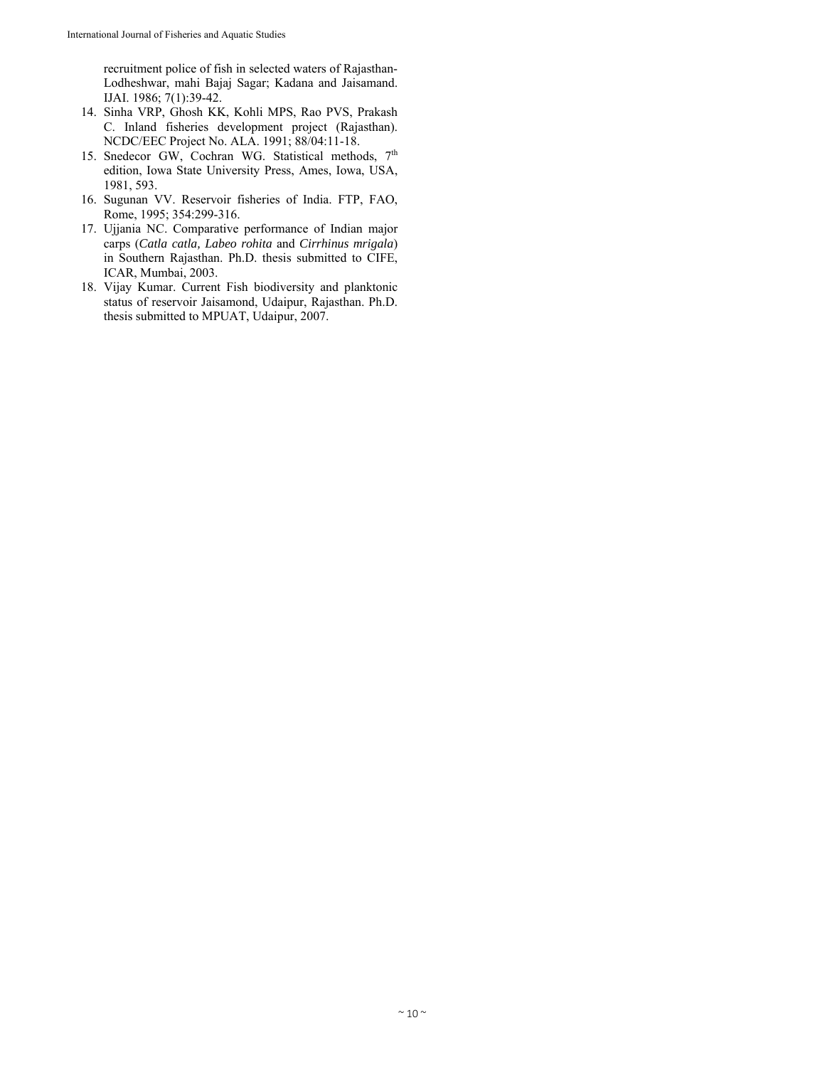recruitment police of fish in selected waters of Rajasthan- Lodheshwar, mahi Bajaj Sagar; Kadana and Jaisamand. IJAI. 1986; 7(1):39-42.

14. Sinha VRP, Ghosh KK, Kohli MPS, Rao PVS, Prakash C. Inland fisheries development project (Rajasthan). NCDC/EEC Project No. ALA. 1991; 88/04:11-18.
15. Snedecor GW, Cochran WG. Statistical methods, 7th edition, Iowa State University Press, Ames, Iowa, USA, 1981, 593.
16. Sugunan VV. Reservoir fisheries of India. FTP, FAO, Rome, 1995; 354:299-316.
17. Ujjania NC. Comparative performance of Indian major carps (*Catla catla, Labeo rohita* and *Cirrhinus mrigala*) in Southern Rajasthan. Ph.D. thesis submitted to CIFE, ICAR, Mumbai, 2003.
18. Vijay Kumar. Current Fish biodiversity and planktonic status of reservoir Jaisamond, Udaipur, Rajasthan. Ph.D. thesis submitted to MPUAT, Udaipur, 2007.